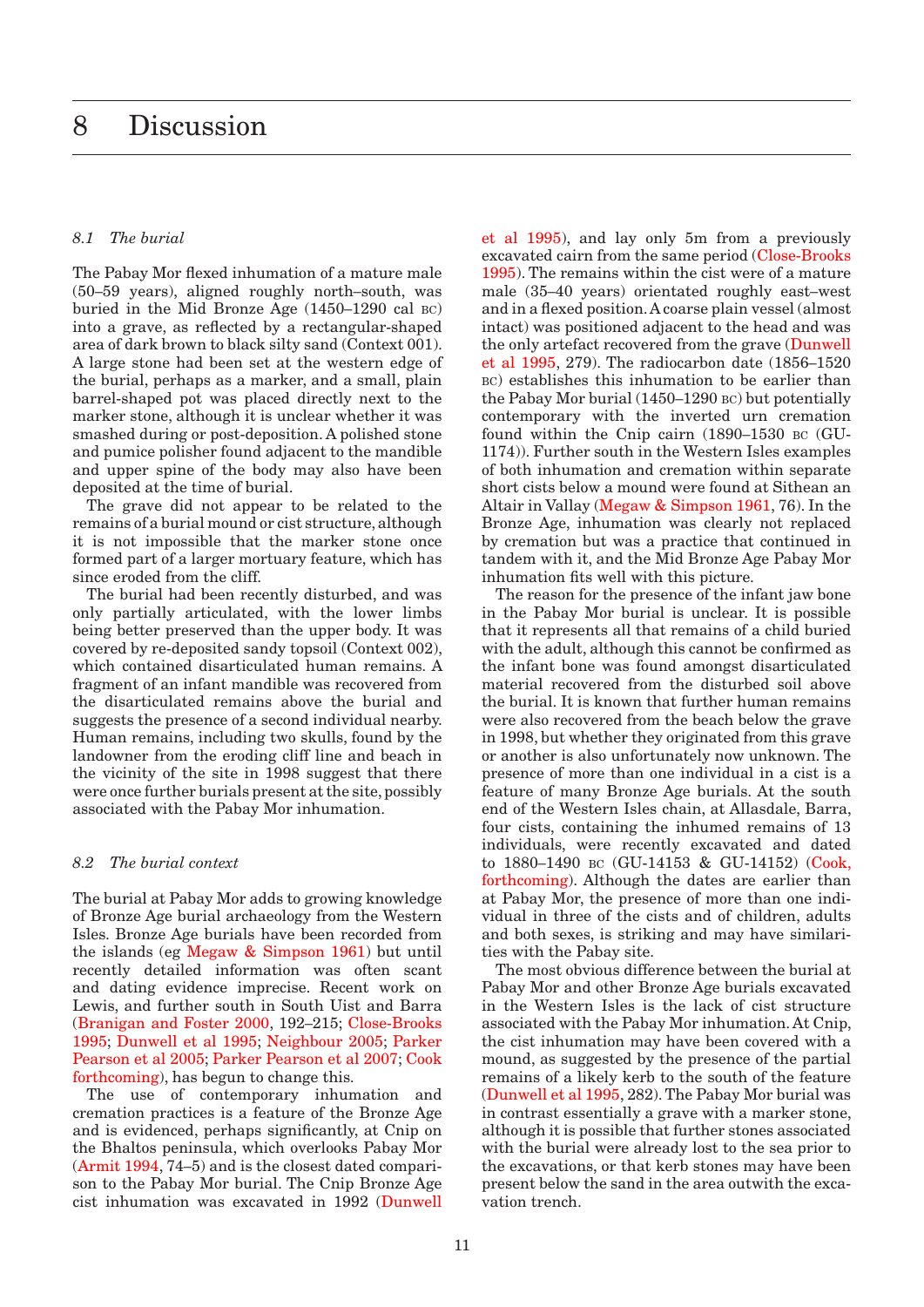# 8 Discussion

### *8.1 The burial*

The Pabay Mor flexed inhumation of a mature male (50–59 years), aligned roughly north–south, was buried in the Mid Bronze Age (1450–1290 cal BC) into a grave, as reflected by a rectangular-shaped area of dark brown to black silty sand (Context 001). A large stone had been set at the western edge of the burial, perhaps as a marker, and a small, plain barrel-shaped pot was placed directly next to the marker stone, although it is unclear whether it was smashed during or post-deposition. A polished stone and pumice polisher found adjacent to the mandible and upper spine of the body may also have been deposited at the time of burial.

The grave did not appear to be related to the remains of a burial mound or cist structure, although it is not impossible that the marker stone once formed part of a larger mortuary feature, which has since eroded from the cliff.

The burial had been recently disturbed, and was only partially articulated, with the lower limbs being better preserved than the upper body. It was covered by re-deposited sandy topsoil (Context 002), which contained disarticulated human remains. A fragment of an infant mandible was recovered from the disarticulated remains above the burial and suggests the presence of a second individual nearby. Human remains, including two skulls, found by the landowner from the eroding cliff line and beach in the vicinity of the site in 1998 suggest that there were once further burials present at the site, possibly associated with the Pabay Mor inhumation.

### *8.2 The burial context*

The burial at Pabay Mor adds to growing knowledge of Bronze Age burial archaeology from the Western Isles. Bronze Age burials have been recorded from the islands (eg Megaw & Simpson 1961) but until recently detailed information was often scant and dating evidence imprecise. Recent work on Lewis, and further south in South Uist and Barra (Branigan and Foster 2000, 192–215; Close-Brooks 1995; Dunwell et al 1995; Neighbour 2005; Parker Pearson et al 2005; Parker Pearson et al 2007; Cook forthcoming), has begun to change this.

The use of contemporary inhumation and cremation practices is a feature of the Bronze Age and is evidenced, perhaps significantly, at Cnip on the Bhaltos peninsula, which overlooks Pabay Mor (Armit 1994, 74–5) and is the closest dated comparison to the Pabay Mor burial. The Cnip Bronze Age cist inhumation was excavated in 1992 (Dunwell et al 1995), and lay only 5m from a previously excavated cairn from the same period (Close-Brooks 1995). The remains within the cist were of a mature male (35–40 years) orientated roughly east–west and in a flexed position. A coarse plain vessel (almost intact) was positioned adjacent to the head and was the only artefact recovered from the grave (Dunwell et al 1995, 279). The radiocarbon date (1856–1520 BC) establishes this inhumation to be earlier than the Pabay Mor burial (1450–1290 BC) but potentially contemporary with the inverted urn cremation found within the Cnip cairn (1890–1530 BC (GU-1174)). Further south in the Western Isles examples of both inhumation and cremation within separate short cists below a mound were found at Sithean an Altair in Vallay (Megaw & Simpson 1961, 76). In the Bronze Age, inhumation was clearly not replaced by cremation but was a practice that continued in tandem with it, and the Mid Bronze Age Pabay Mor inhumation fits well with this picture.

The reason for the presence of the infant jaw bone in the Pabay Mor burial is unclear. It is possible that it represents all that remains of a child buried with the adult, although this cannot be confirmed as the infant bone was found amongst disarticulated material recovered from the disturbed soil above the burial. It is known that further human remains were also recovered from the beach below the grave in 1998, but whether they originated from this grave or another is also unfortunately now unknown. The presence of more than one individual in a cist is a feature of many Bronze Age burials. At the south end of the Western Isles chain, at Allasdale, Barra, four cists, containing the inhumed remains of 13 individuals, were recently excavated and dated to 1880–1490 BC (GU-14153 & GU-14152) (Cook, forthcoming). Although the dates are earlier than at Pabay Mor, the presence of more than one individual in three of the cists and of children, adults and both sexes, is striking and may have similarities with the Pabay site.

The most obvious difference between the burial at Pabay Mor and other Bronze Age burials excavated in the Western Isles is the lack of cist structure associated with the Pabay Mor inhumation. At Cnip, the cist inhumation may have been covered with a mound, as suggested by the presence of the partial remains of a likely kerb to the south of the feature (Dunwell et al 1995, 282). The Pabay Mor burial was in contrast essentially a grave with a marker stone, although it is possible that further stones associated with the burial were already lost to the sea prior to the excavations, or that kerb stones may have been present below the sand in the area outwith the excavation trench.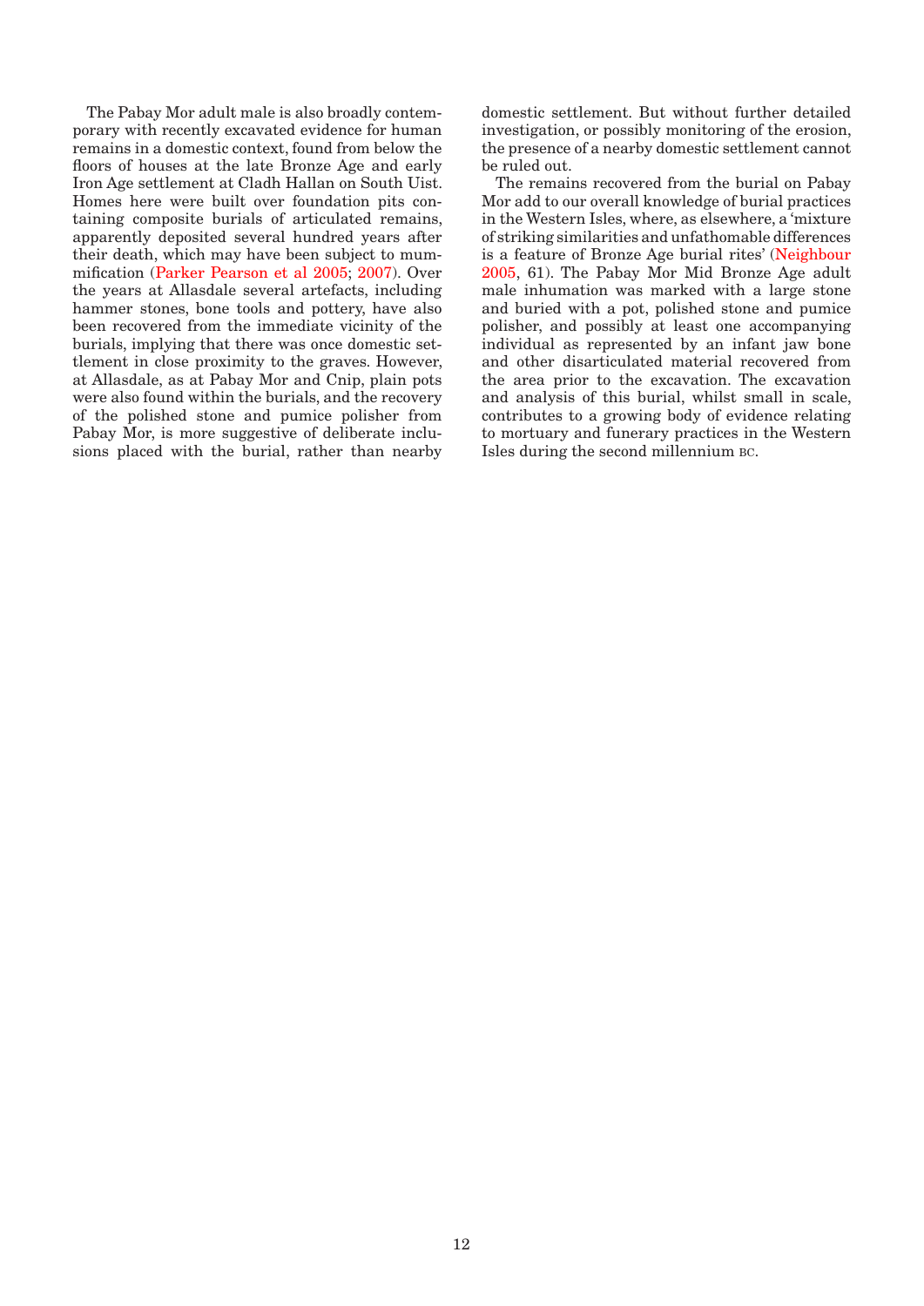The Pabay Mor adult male is also broadly contemporary with recently excavated evidence for human remains in a domestic context, found from below the floors of houses at the late Bronze Age and early Iron Age settlement at Cladh Hallan on South Uist. Homes here were built over foundation pits containing composite burials of articulated remains, apparently deposited several hundred years after their death, which may have been subject to mummification (Parker Pearson et al 2005; 2007). Over the years at Allasdale several artefacts, including hammer stones, bone tools and pottery, have also been recovered from the immediate vicinity of the burials, implying that there was once domestic settlement in close proximity to the graves. However, at Allasdale, as at Pabay Mor and Cnip, plain pots were also found within the burials, and the recovery of the polished stone and pumice polisher from Pabay Mor, is more suggestive of deliberate inclusions placed with the burial, rather than nearby domestic settlement. But without further detailed investigation, or possibly monitoring of the erosion, the presence of a nearby domestic settlement cannot be ruled out.

The remains recovered from the burial on Pabay Mor add to our overall knowledge of burial practices in the Western Isles, where, as elsewhere, a 'mixture of striking similarities and unfathomable differences is a feature of Bronze Age burial rites' (Neighbour 2005, 61). The Pabay Mor Mid Bronze Age adult male inhumation was marked with a large stone and buried with a pot, polished stone and pumice polisher, and possibly at least one accompanying individual as represented by an infant jaw bone and other disarticulated material recovered from the area prior to the excavation. The excavation and analysis of this burial, whilst small in scale, contributes to a growing body of evidence relating to mortuary and funerary practices in the Western Isles during the second millennium BC.